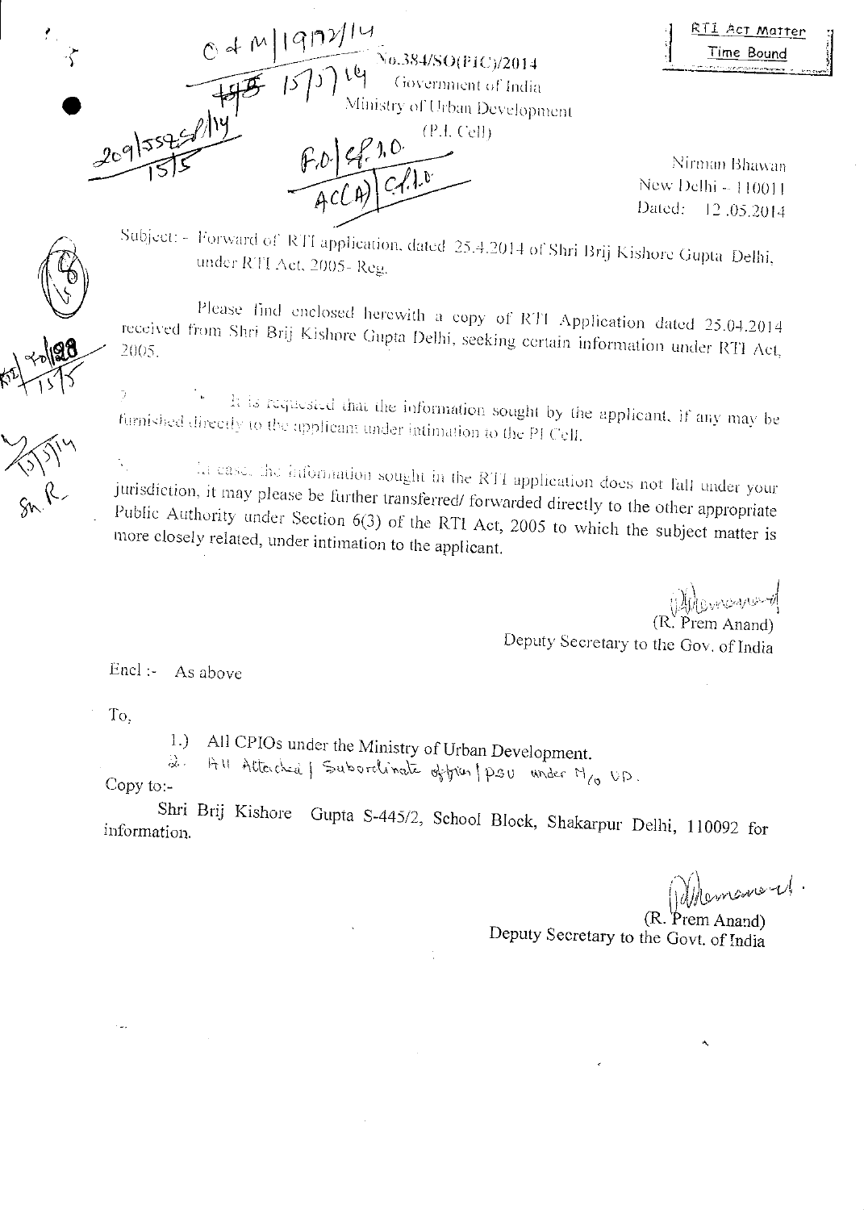RTI Act Matter
Time Bound

No.384/SO(PIC)/2014
Government of India
Ministry of Urban Development
(P.I. Cell)

Nirman Bhawan
New Delhi – 110011
Dated: 12.05.2014

Subject: - Forward of RTI application, dated 25.4.2014 of Shri Brij Kishore Gupta Delhi, under RTI Act, 2005- Reg.

Please find enclosed herewith a copy of RTI Application dated 25.04.2014 received from Shri Brij Kishore Gupta Delhi, seeking certain information under RTI Act, 2005.

2. It is requested that the information sought by the applicant, if any may be furnished directly to the applicant under intimation to the PI Cell.

3. In case, the information sought in the RTI application does not fall under your jurisdiction, it may please be further transferred/ forwarded directly to the other appropriate Public Authority under Section 6(3) of the RTI Act, 2005 to which the subject matter is more closely related, under intimation to the applicant.

(R. Prem Anand)
Deputy Secretary to the Gov. of India

Encl :- As above

To,

1.) All CPIOs under the Ministry of Urban Development.
2. All Attached / Subordinate offices / PSU under M/o UD.

Copy to:-

Shri Brij Kishore Gupta S-445/2, School Block, Shakarpur Delhi, 110092 for information.

(R. Prem Anand)
Deputy Secretary to the Govt. of India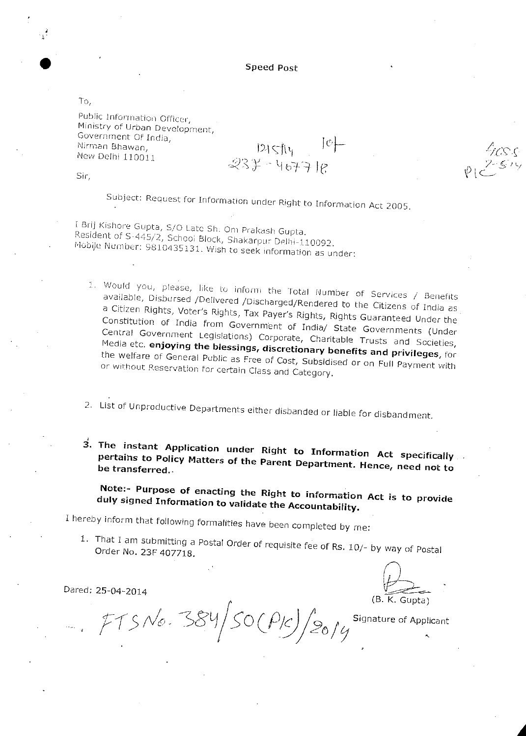**Speed Post**

To,

Public Information Officer,
Ministry of Urban Development,
Government Of India,
Nirman Bhawan,
New Delhi 110011

Sir,

Subject: Request for Information under Right to Information Act 2005.

I Brij Kishore Gupta, S/O Late Sh. Om Prakash Gupta.
Resident of S-445/2, School Block, Shakarpur Delhi-110092.
Mobile Number: 9810435131. Wish to seek information as under:

1. Would you, please, like to inform the Total Number of Services / Benefits available, Disbursed /Delivered /Discharged/Rendered to the Citizens of India as a Citizen Rights, Voter's Rights, Tax Payer's Rights, Rights Guaranteed Under the Constitution of India from Government of India/ State Governments (Under Central Government Legislations) Corporate, Charitable Trusts and Societies, Media etc. **enjoying the blessings, discretionary benefits and privileges**, for the welfare of General Public as Free of Cost, Subsidised or on Full Payment with or without Reservation for certain Class and Category.

2. List of Unproductive Departments either disbanded or liable for disbandment.

3. **The instant Application under Right to Information Act specifically pertains to Policy Matters of the Parent Department. Hence, need not to be transferred.**

**Note:- Purpose of enacting the Right to information Act is to provide duly signed Information to validate the Accountability.**

I hereby inform that following formalities have been completed by me:

1. That I am submitting a Postal Order of requisite fee of Rs. 10/- by way of Postal Order No. 23F 407718.

Dared: 25-04-2014

(B. K. Gupta)

Signature of Applicant

FTS No. 384/SO(PIC)/2014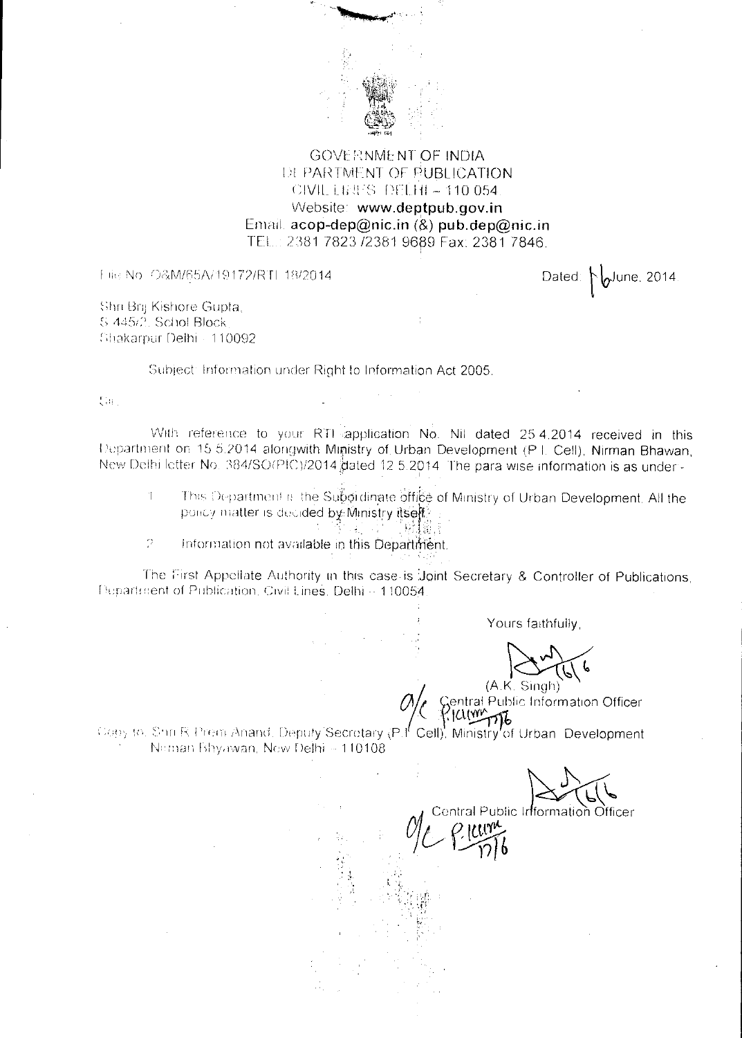GOVERNMENT OF INDIA
DEPARTMENT OF PUBLICATION
CIVIL LINES DELHI – 110 054
Website: **www.deptpub.gov.in**
Email: **acop-dep@nic.in** (&) **pub.dep@nic.in**
TEL.: 2381 7823 /2381 9689 Fax: 2381 7846.

File No. O&M/65A/19172/RTI 18/2014

Dated: 16 June, 2014

Shri Brij Kishore Gupta,
S-445/2, Schol Block
Shakarpur Delhi - 110092

Subject: Information under Right to Information Act 2005.

Sir,

With reference to your RTI application No. Nil dated 25.4.2014 received in this Department on 15.5.2014 alongwith Ministry of Urban Development (P.I. Cell), Nirman Bhawan, New Delhi letter No. 384/SO(PIC)/2014 dated 12.5.2014. The para wise information is as under -

1. This Department is the Subordinate office of Ministry of Urban Development. All the policy matter is decided by Ministry itself.
2. Information not available in this Department.

The First Appellate Authority in this case is Joint Secretary & Controller of Publications, Department of Publication, Civil Lines, Delhi – 110054.

Yours faithfully,

16/6

(A.K. Singh)
Central Public Information Officer

O/C P.Icum 17/6

Copy to: Shri R.Prem Anand, Deputy Secretary (P.I. Cell), Ministry of Urban Development Nirman Bhawan, New Delhi – 110108

16/6

Central Public Information Officer

O/C P.Icum 17/6